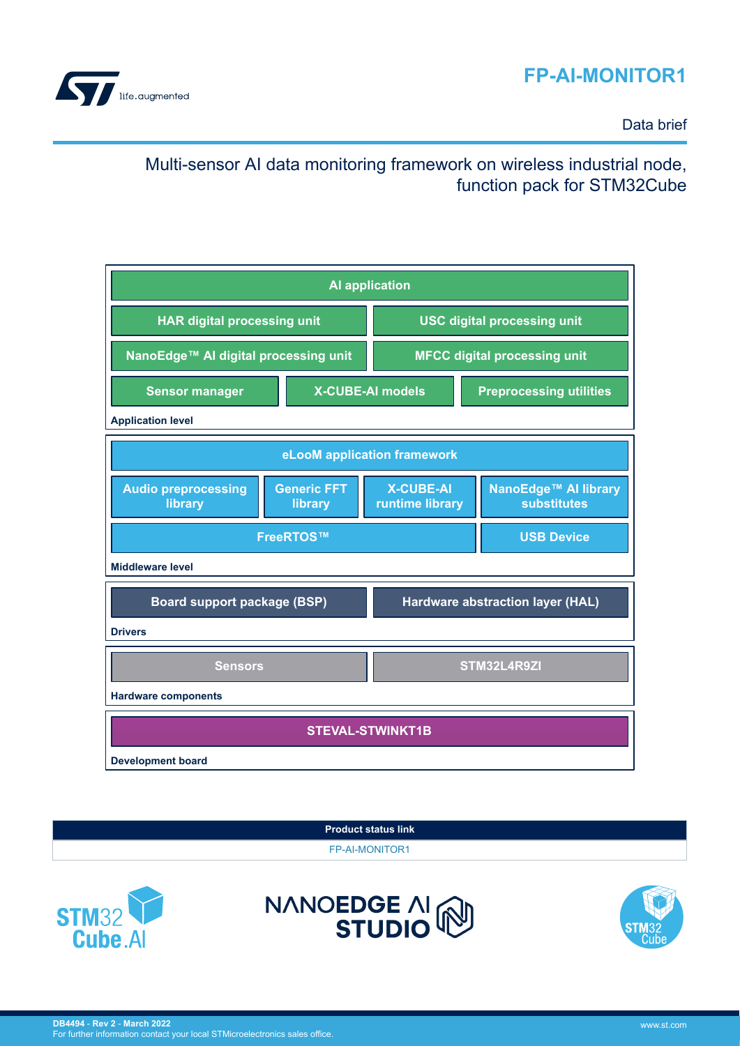# FP-AI-MONITOR1

Data brief

## Multi-sensor AI data monitoring framework on wireless industrial node, function pack for STM32Cube

**Application level**

- AI application
- HAR digital processing unit
- USC digital processing unit
- NanoEdge™ AI digital processing unit
- MFCC digital processing unit
- Sensor manager
- X-CUBE-AI models
- Preprocessing utilities

**Middleware level**

- eLooM application framework
- Audio preprocessing library
- Generic FFT library
- X-CUBE-AI runtime library
- NanoEdge™ AI library substitutes
- FreeRTOS™
- USB Device

**Drivers**

- Board support package (BSP)
- Hardware abstraction layer (HAL)

**Hardware components**

- Sensors
- STM32L4R9ZI

**Development board**

- STEVAL-STWINKT1B

| Product status link |
| --- |
| FP-AI-MONITOR1 |

DB4494 - Rev 2 - March 2022

For further information contact your local STMicroelectronics sales office.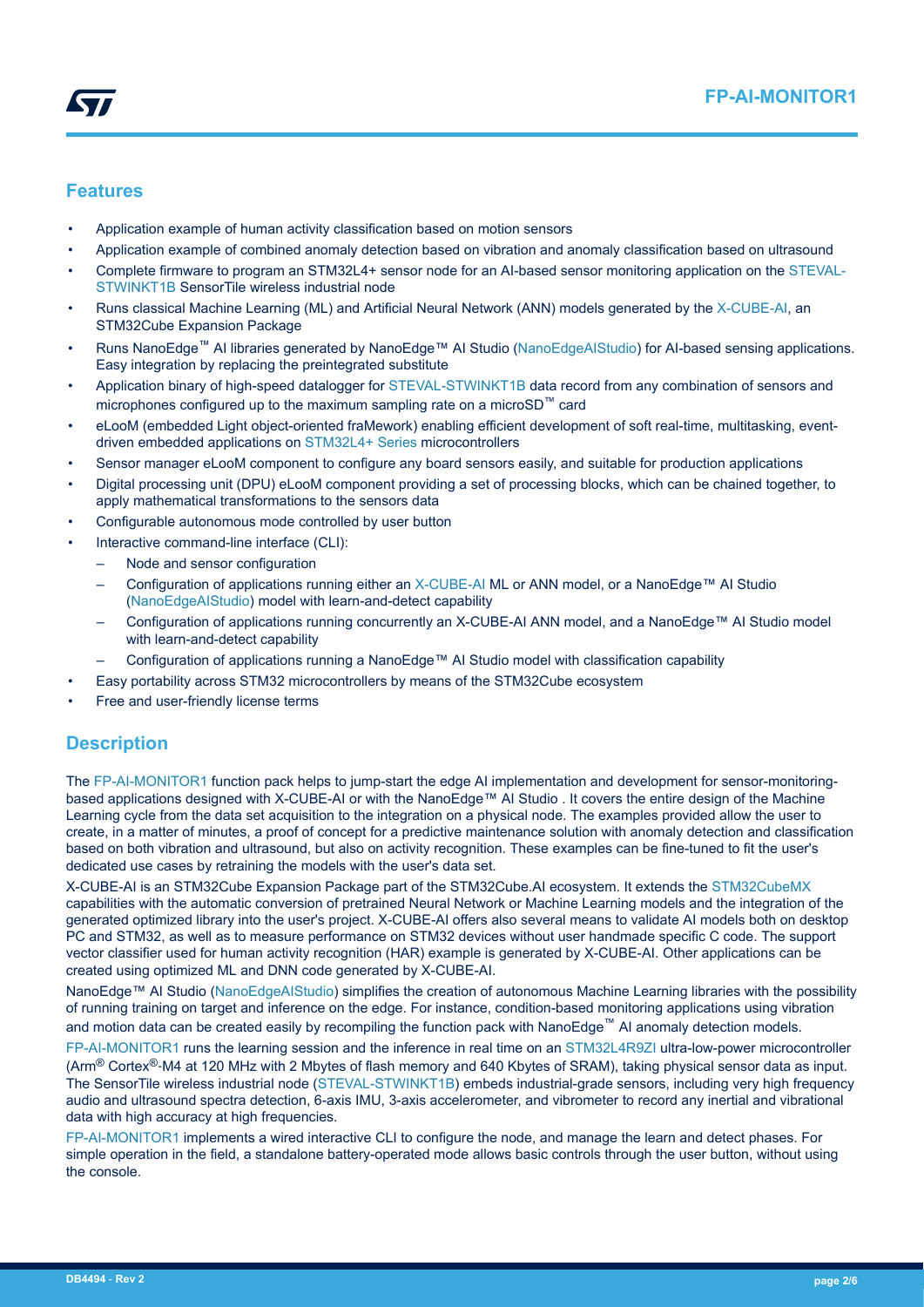## Features

- Application example of human activity classification based on motion sensors
- Application example of combined anomaly detection based on vibration and anomaly classification based on ultrasound
- Complete firmware to program an STM32L4+ sensor node for an AI-based sensor monitoring application on the STEVAL-STWINKT1B SensorTile wireless industrial node
- Runs classical Machine Learning (ML) and Artificial Neural Network (ANN) models generated by the X-CUBE-AI, an STM32Cube Expansion Package
- Runs NanoEdge™ AI libraries generated by NanoEdge™ AI Studio (NanoEdgeAIStudio) for AI-based sensing applications. Easy integration by replacing the preintegrated substitute
- Application binary of high-speed datalogger for STEVAL-STWINKT1B data record from any combination of sensors and microphones configured up to the maximum sampling rate on a microSD™ card
- eLooM (embedded Light object-oriented fraMework) enabling efficient development of soft real-time, multitasking, event-driven embedded applications on STM32L4+ Series microcontrollers
- Sensor manager eLooM component to configure any board sensors easily, and suitable for production applications
- Digital processing unit (DPU) eLooM component providing a set of processing blocks, which can be chained together, to apply mathematical transformations to the sensors data
- Configurable autonomous mode controlled by user button
- Interactive command-line interface (CLI):
  - Node and sensor configuration
  - Configuration of applications running either an X-CUBE-AI ML or ANN model, or a NanoEdge™ AI Studio (NanoEdgeAIStudio) model with learn-and-detect capability
  - Configuration of applications running concurrently an X-CUBE-AI ANN model, and a NanoEdge™ AI Studio model with learn-and-detect capability
  - Configuration of applications running a NanoEdge™ AI Studio model with classification capability
- Easy portability across STM32 microcontrollers by means of the STM32Cube ecosystem
- Free and user-friendly license terms

## Description

The FP-AI-MONITOR1 function pack helps to jump-start the edge AI implementation and development for sensor-monitoring-based applications designed with X-CUBE-AI or with the NanoEdge™ AI Studio . It covers the entire design of the Machine Learning cycle from the data set acquisition to the integration on a physical node. The examples provided allow the user to create, in a matter of minutes, a proof of concept for a predictive maintenance solution with anomaly detection and classification based on both vibration and ultrasound, but also on activity recognition. These examples can be fine-tuned to fit the user's dedicated use cases by retraining the models with the user's data set.

X-CUBE-AI is an STM32Cube Expansion Package part of the STM32Cube.AI ecosystem. It extends the STM32CubeMX capabilities with the automatic conversion of pretrained Neural Network or Machine Learning models and the integration of the generated optimized library into the user's project. X-CUBE-AI offers also several means to validate AI models both on desktop PC and STM32, as well as to measure performance on STM32 devices without user handmade specific C code. The support vector classifier used for human activity recognition (HAR) example is generated by X-CUBE-AI. Other applications can be created using optimized ML and DNN code generated by X-CUBE-AI.

NanoEdge™ AI Studio (NanoEdgeAIStudio) simplifies the creation of autonomous Machine Learning libraries with the possibility of running training on target and inference on the edge. For instance, condition-based monitoring applications using vibration and motion data can be created easily by recompiling the function pack with NanoEdge™ AI anomaly detection models.

FP-AI-MONITOR1 runs the learning session and the inference in real time on an STM32L4R9ZI ultra-low-power microcontroller (Arm® Cortex®-M4 at 120 MHz with 2 Mbytes of flash memory and 640 Kbytes of SRAM), taking physical sensor data as input. The SensorTile wireless industrial node (STEVAL-STWINKT1B) embeds industrial-grade sensors, including very high frequency audio and ultrasound spectra detection, 6-axis IMU, 3-axis accelerometer, and vibrometer to record any inertial and vibrational data with high accuracy at high frequencies.

FP-AI-MONITOR1 implements a wired interactive CLI to configure the node, and manage the learn and detect phases. For simple operation in the field, a standalone battery-operated mode allows basic controls through the user button, without using the console.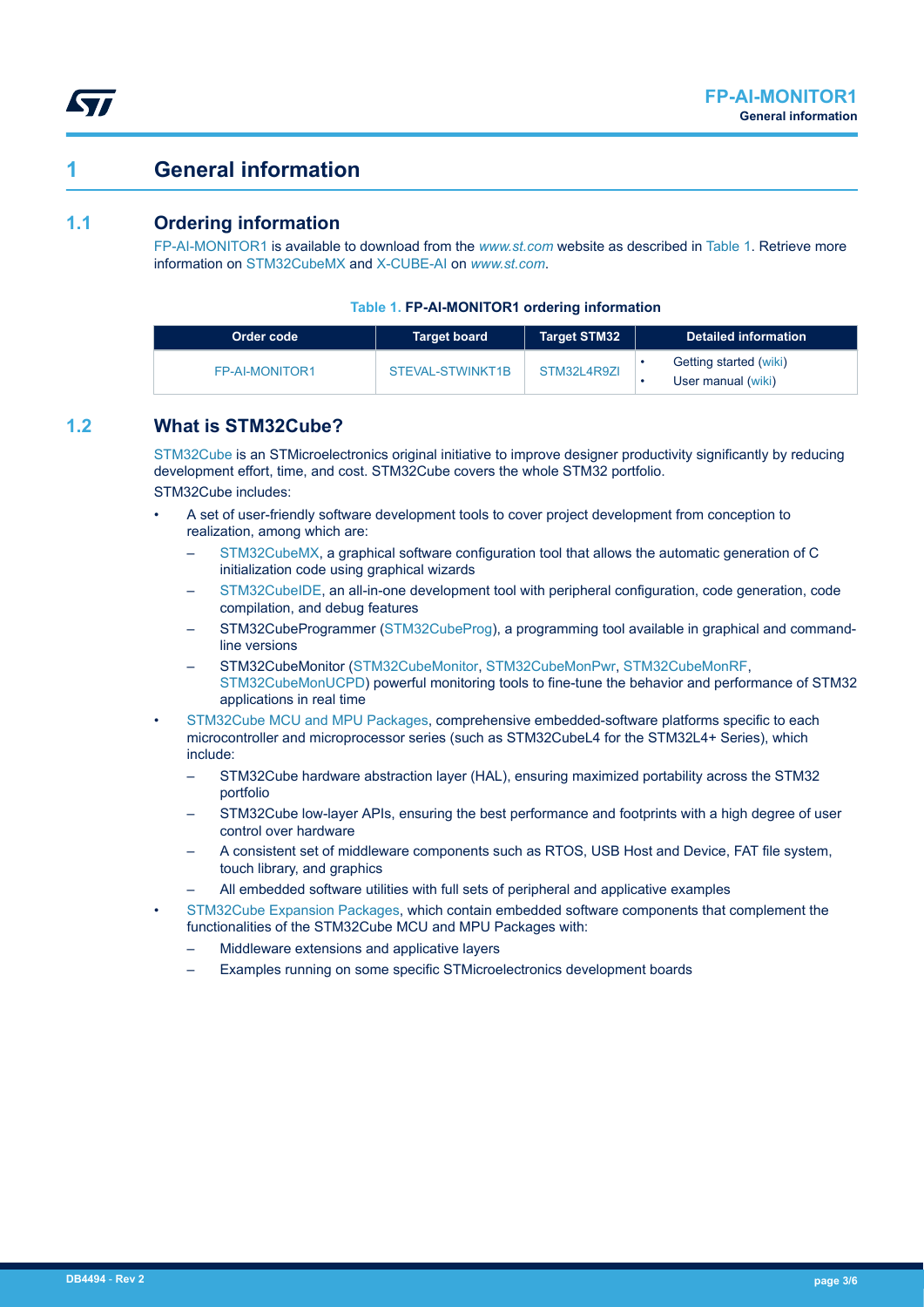# 1 General information

## 1.1 Ordering information

FP-AI-MONITOR1 is available to download from the *www.st.com* website as described in Table 1. Retrieve more information on STM32CubeMX and X-CUBE-AI on *www.st.com*.

**Table 1. FP-AI-MONITOR1 ordering information**

| Order code | Target board | Target STM32 | Detailed information |
|---|---|---|---|
| FP-AI-MONITOR1 | STEVAL-STWINKT1B | STM32L4R9ZI | • Getting started (wiki)<br>• User manual (wiki) |

## 1.2 What is STM32Cube?

STM32Cube is an STMicroelectronics original initiative to improve designer productivity significantly by reducing development effort, time, and cost. STM32Cube covers the whole STM32 portfolio.

STM32Cube includes:

- A set of user-friendly software development tools to cover project development from conception to realization, among which are:
  - STM32CubeMX, a graphical software configuration tool that allows the automatic generation of C initialization code using graphical wizards
  - STM32CubeIDE, an all-in-one development tool with peripheral configuration, code generation, code compilation, and debug features
  - STM32CubeProgrammer (STM32CubeProg), a programming tool available in graphical and command-line versions
  - STM32CubeMonitor (STM32CubeMonitor, STM32CubeMonPwr, STM32CubeMonRF, STM32CubeMonUCPD) powerful monitoring tools to fine-tune the behavior and performance of STM32 applications in real time
- STM32Cube MCU and MPU Packages, comprehensive embedded-software platforms specific to each microcontroller and microprocessor series (such as STM32CubeL4 for the STM32L4+ Series), which include:
  - STM32Cube hardware abstraction layer (HAL), ensuring maximized portability across the STM32 portfolio
  - STM32Cube low-layer APIs, ensuring the best performance and footprints with a high degree of user control over hardware
  - A consistent set of middleware components such as RTOS, USB Host and Device, FAT file system, touch library, and graphics
  - All embedded software utilities with full sets of peripheral and applicative examples
- STM32Cube Expansion Packages, which contain embedded software components that complement the functionalities of the STM32Cube MCU and MPU Packages with:
  - Middleware extensions and applicative layers
  - Examples running on some specific STMicroelectronics development boards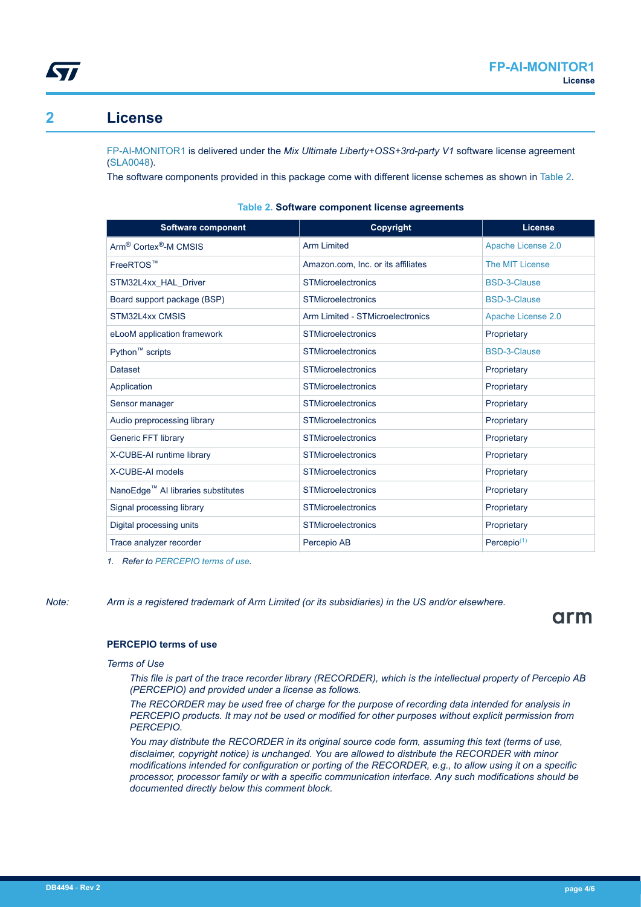## 2 License

FP-AI-MONITOR1 is delivered under the *Mix Ultimate Liberty+OSS+3rd-party V1* software license agreement (SLA0048).

The software components provided in this package come with different license schemes as shown in Table 2.

**Table 2. Software component license agreements**

| Software component | Copyright | License |
| --- | --- | --- |
| Arm® Cortex®-M CMSIS | Arm Limited | Apache License 2.0 |
| FreeRTOS™ | Amazon.com, Inc. or its affiliates | The MIT License |
| STM32L4xx_HAL_Driver | STMicroelectronics | BSD-3-Clause |
| Board support package (BSP) | STMicroelectronics | BSD-3-Clause |
| STM32L4xx CMSIS | Arm Limited - STMicroelectronics | Apache License 2.0 |
| eLooM application framework | STMicroelectronics | Proprietary |
| Python™ scripts | STMicroelectronics | BSD-3-Clause |
| Dataset | STMicroelectronics | Proprietary |
| Application | STMicroelectronics | Proprietary |
| Sensor manager | STMicroelectronics | Proprietary |
| Audio preprocessing library | STMicroelectronics | Proprietary |
| Generic FFT library | STMicroelectronics | Proprietary |
| X-CUBE-AI runtime library | STMicroelectronics | Proprietary |
| X-CUBE-AI models | STMicroelectronics | Proprietary |
| NanoEdge™ AI libraries substitutes | STMicroelectronics | Proprietary |
| Signal processing library | STMicroelectronics | Proprietary |
| Digital processing units | STMicroelectronics | Proprietary |
| Trace analyzer recorder | Percepio AB | Percepio[1] |

*1. Refer to PERCEPIO terms of use.*

*Note: Arm is a registered trademark of Arm Limited (or its subsidiaries) in the US and/or elsewhere.*

arm

**PERCEPIO terms of use**

*Terms of Use*

*This file is part of the trace recorder library (RECORDER), which is the intellectual property of Percepio AB (PERCEPIO) and provided under a license as follows.*

*The RECORDER may be used free of charge for the purpose of recording data intended for analysis in PERCEPIO products. It may not be used or modified for other purposes without explicit permission from PERCEPIO.*

*You may distribute the RECORDER in its original source code form, assuming this text (terms of use, disclaimer, copyright notice) is unchanged. You are allowed to distribute the RECORDER with minor modifications intended for configuration or porting of the RECORDER, e.g., to allow using it on a specific processor, processor family or with a specific communication interface. Any such modifications should be documented directly below this comment block.*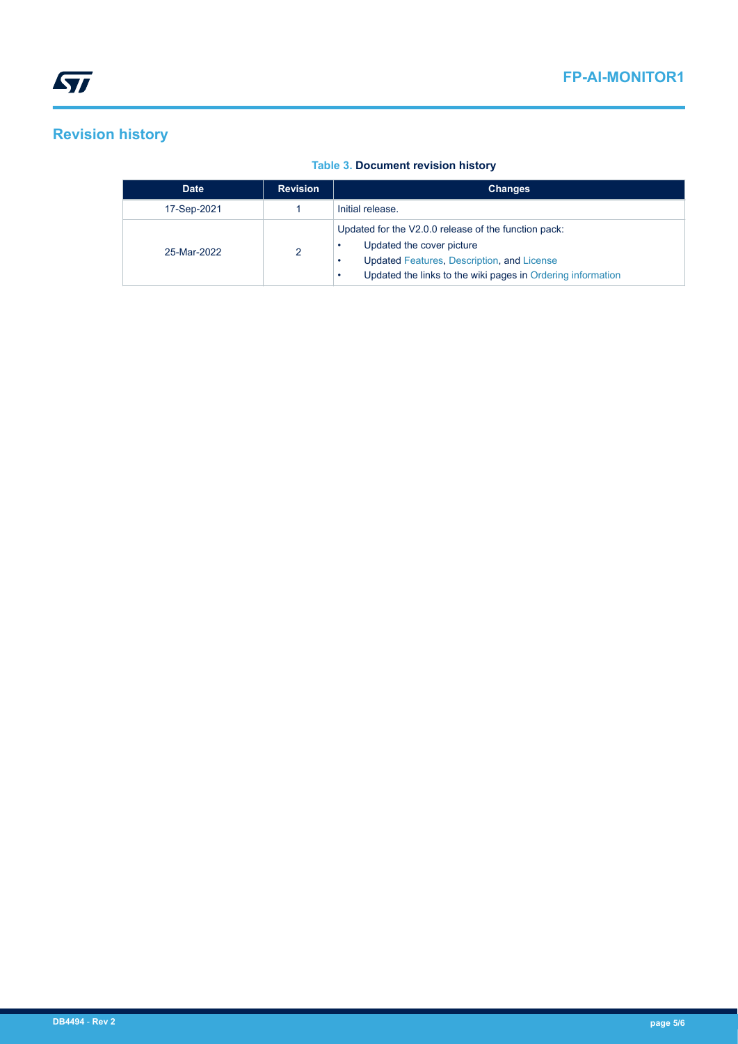# Revision history

**Table 3. Document revision history**

| Date | Revision | Changes |
| --- | --- | --- |
| 17-Sep-2021 | 1 | Initial release. |
| 25-Mar-2022 | 2 | Updated for the V2.0.0 release of the function pack:<br>• Updated the cover picture<br>• Updated Features, Description, and License<br>• Updated the links to the wiki pages in Ordering information |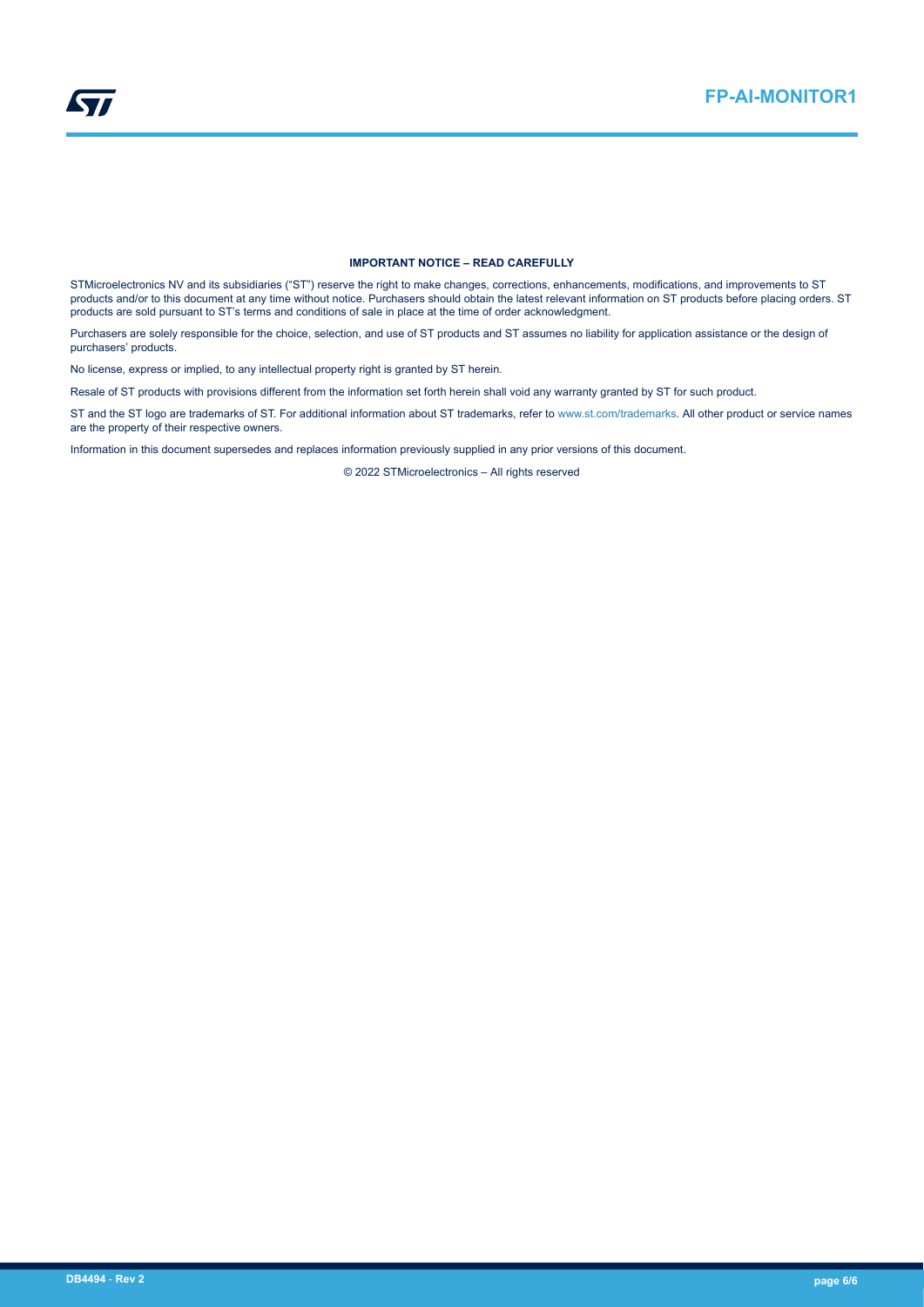**IMPORTANT NOTICE – READ CAREFULLY**

STMicroelectronics NV and its subsidiaries ("ST") reserve the right to make changes, corrections, enhancements, modifications, and improvements to ST products and/or to this document at any time without notice. Purchasers should obtain the latest relevant information on ST products before placing orders. ST products are sold pursuant to ST's terms and conditions of sale in place at the time of order acknowledgment.

Purchasers are solely responsible for the choice, selection, and use of ST products and ST assumes no liability for application assistance or the design of purchasers' products.

No license, express or implied, to any intellectual property right is granted by ST herein.

Resale of ST products with provisions different from the information set forth herein shall void any warranty granted by ST for such product.

ST and the ST logo are trademarks of ST. For additional information about ST trademarks, refer to www.st.com/trademarks. All other product or service names are the property of their respective owners.

Information in this document supersedes and replaces information previously supplied in any prior versions of this document.

© 2022 STMicroelectronics – All rights reserved